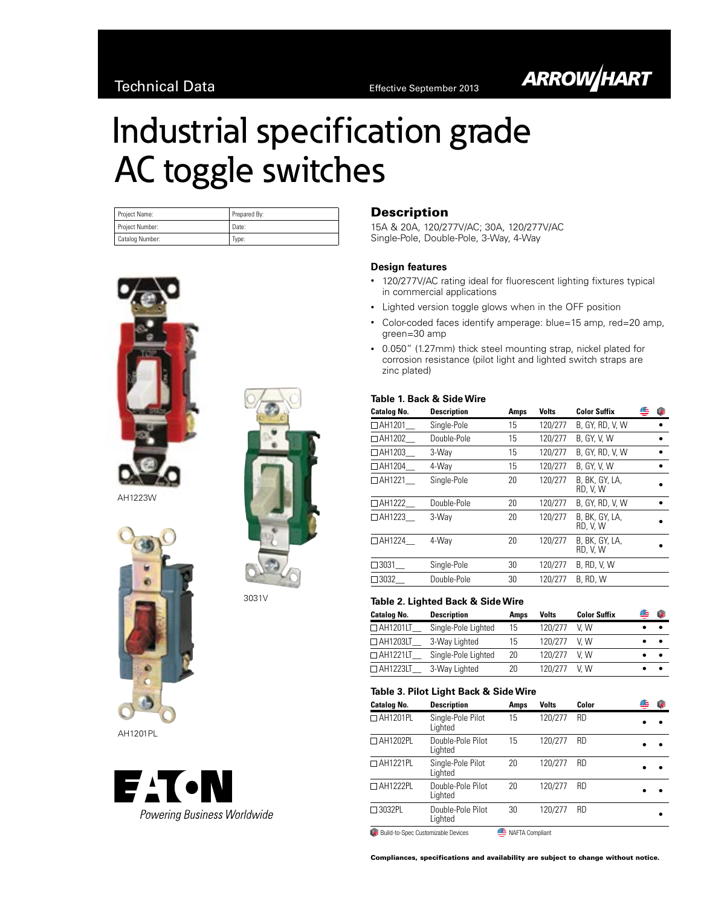Technical Data

Effective September 2013

# Industrial specification grade AC toggle switches

| Project Name: | Prepared By: |
|---|---|
| Project Number: | Date: |
| Catalog Number: | Type: |

AH1223W

3031V

AH1201PL

Powering Business Worldwide

## Description

15A & 20A, 120/277V/AC; 30A, 120/277V/AC
Single-Pole, Double-Pole, 3-Way, 4-Way

### Design features

- 120/277V/AC rating ideal for fluorescent lighting fixtures typical in commercial applications
- Lighted version toggle glows when in the OFF position
- Color-coded faces identify amperage: blue=15 amp, red=20 amp, green=30 amp
- 0.050" (1.27mm) thick steel mounting strap, nickel plated for corrosion resistance (pilot light and lighted switch straps are zinc plated)

### Table 1. Back & Side Wire

| Catalog No. | Description | Amps | Volts | Color Suffix | NAFTA Compliant | Build-to-Spec |
|---|---|---|---|---|---|---|
| ☐AH1201__ | Single-Pole | 15 | 120/277 | B, GY, RD, V, W | | • |
| ☐AH1202__ | Double-Pole | 15 | 120/277 | B, GY, V, W | | • |
| ☐AH1203__ | 3-Way | 15 | 120/277 | B, GY, RD, V, W | | • |
| ☐AH1204__ | 4-Way | 15 | 120/277 | B, GY, V, W | | • |
| ☐AH1221__ | Single-Pole | 20 | 120/277 | B, BK, GY, LA, RD, V, W | | • |
| ☐AH1222__ | Double-Pole | 20 | 120/277 | B, GY, RD, V, W | | • |
| ☐AH1223__ | 3-Way | 20 | 120/277 | B, BK, GY, LA, RD, V, W | | • |
| ☐AH1224__ | 4-Way | 20 | 120/277 | B, BK, GY, LA, RD, V, W | | • |
| ☐3031__ | Single-Pole | 30 | 120/277 | B, RD, V, W | | |
| ☐3032__ | Double-Pole | 30 | 120/277 | B, RD, W | | |

### Table 2. Lighted Back & Side Wire

| Catalog No. | Description | Amps | Volts | Color Suffix | NAFTA Compliant | Build-to-Spec |
|---|---|---|---|---|---|---|
| ☐AH1201LT__ | Single-Pole Lighted | 15 | 120/277 | V, W | • | • |
| ☐AH1203LT__ | 3-Way Lighted | 15 | 120/277 | V, W | • | • |
| ☐AH1221LT__ | Single-Pole Lighted | 20 | 120/277 | V, W | • | • |
| ☐AH1223LT__ | 3-Way Lighted | 20 | 120/277 | V, W | • | • |

### Table 3. Pilot Light Back & Side Wire

| Catalog No. | Description | Amps | Volts | Color | NAFTA Compliant | Build-to-Spec |
|---|---|---|---|---|---|---|
| ☐AH1201PL | Single-Pole Pilot Lighted | 15 | 120/277 | RD | • | • |
| ☐AH1202PL | Double-Pole Pilot Lighted | 15 | 120/277 | RD | • | • |
| ☐AH1221PL | Single-Pole Pilot Lighted | 20 | 120/277 | RD | • | • |
| ☐AH1222PL | Double-Pole Pilot Lighted | 20 | 120/277 | RD | • | • |
| ☐3032PL | Double-Pole Pilot Lighted | 30 | 120/277 | RD | | • |

Build-to-Spec Customizable Devices  NAFTA Compliant

**Compliances, specifications and availability are subject to change without notice.**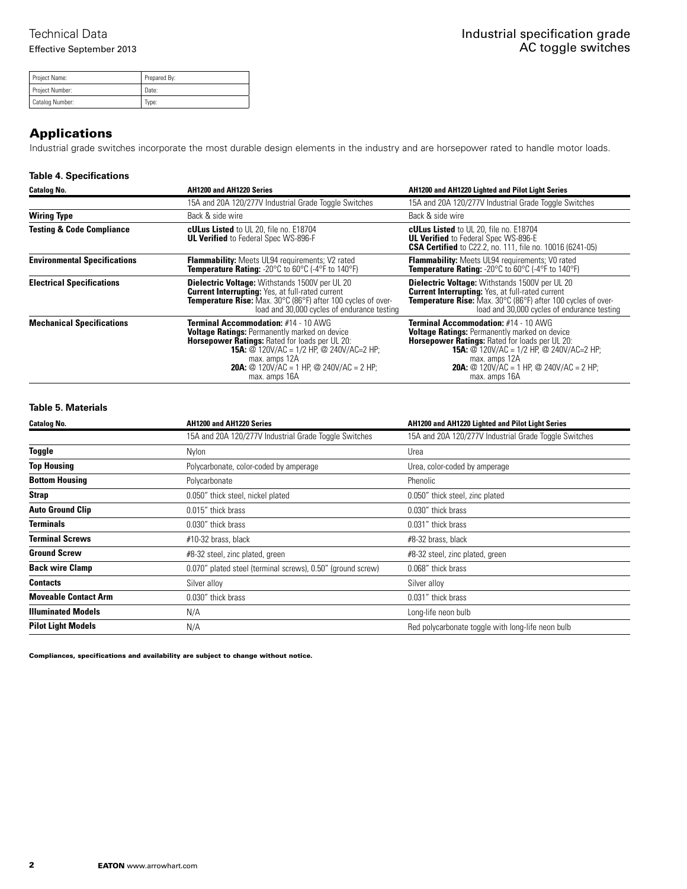| Project Name: | Prepared By: |
|---|---|
| Project Number: | Date: |
| Catalog Number: | Type: |

## Applications

Industrial grade switches incorporate the most durable design elements in the industry and are horsepower rated to handle motor loads.

### Table 4. Specifications

| Catalog No. | AH1200 and AH1220 Series | AH1200 and AH1220 Lighted and Pilot Light Series |
|---|---|---|
| | 15A and 20A 120/277V Industrial Grade Toggle Switches | 15A and 20A 120/277V Industrial Grade Toggle Switches |
| **Wiring Type** | Back & side wire | Back & side wire |
| **Testing & Code Compliance** | **cULus Listed** to UL 20, file no. E18704<br>**UL Verified** to Federal Spec WS-896-F | **cULus Listed** to UL 20, file no. E18704<br>**UL Verified** to Federal Spec WS-896-E<br>**CSA Certified** to C22.2, no. 111, file no. 10016 (6241-05) |
| **Environmental Specifications** | **Flammability:** Meets UL94 requirements; V2 rated<br>**Temperature Rating:** -20°C to 60°C (-4°F to 140°F) | **Flammability:** Meets UL94 requirements; V0 rated<br>**Temperature Rating:** -20°C to 60°C (-4°F to 140°F) |
| **Electrical Specifications** | **Dielectric Voltage:** Withstands 1500V per UL 20<br>**Current Interrupting:** Yes, at full-rated current<br>**Temperature Rise:** Max. 30°C (86°F) after 100 cycles of overload and 30,000 cycles of endurance testing | **Dielectric Voltage:** Withstands 1500V per UL 20<br>**Current Interrupting:** Yes, at full-rated current<br>**Temperature Rise:** Max. 30°C (86°F) after 100 cycles of overload and 30,000 cycles of endurance testing |
| **Mechanical Specifications** | **Terminal Accommodation:** #14 - 10 AWG<br>**Voltage Ratings:** Permanently marked on device<br>**Horsepower Ratings:** Rated for loads per UL 20:<br>**15A:** @ 120V/AC = 1/2 HP, @ 240V/AC=2 HP; max. amps 12A<br>**20A:** @ 120V/AC = 1 HP, @ 240V/AC = 2 HP; max. amps 16A | **Terminal Accommodation:** #14 - 10 AWG<br>**Voltage Ratings:** Permanently marked on device<br>**Horsepower Ratings:** Rated for loads per UL 20:<br>**15A:** @ 120V/AC = 1/2 HP, @ 240V/AC=2 HP; max. amps 12A<br>**20A:** @ 120V/AC = 1 HP, @ 240V/AC = 2 HP; max. amps 16A |

### Table 5. Materials

| Catalog No. | AH1200 and AH1220 Series | AH1200 and AH1220 Lighted and Pilot Light Series |
|---|---|---|
| | 15A and 20A 120/277V Industrial Grade Toggle Switches | 15A and 20A 120/277V Industrial Grade Toggle Switches |
| **Toggle** | Nylon | Urea |
| **Top Housing** | Polycarbonate, color-coded by amperage | Urea, color-coded by amperage |
| **Bottom Housing** | Polycarbonate | Phenolic |
| **Strap** | 0.050" thick steel, nickel plated | 0.050" thick steel, zinc plated |
| **Auto Ground Clip** | 0.015" thick brass | 0.030" thick brass |
| **Terminals** | 0.030" thick brass | 0.031" thick brass |
| **Terminal Screws** | #10-32 brass, black | #8-32 brass, black |
| **Ground Screw** | #8-32 steel, zinc plated, green | #8-32 steel, zinc plated, green |
| **Back wire Clamp** | 0.070" plated steel (terminal screws), 0.50" (ground screw) | 0.068" thick brass |
| **Contacts** | Silver alloy | Silver alloy |
| **Moveable Contact Arm** | 0.030" thick brass | 0.031" thick brass |
| **Illuminated Models** | N/A | Long-life neon bulb |
| **Pilot Light Models** | N/A | Red polycarbonate toggle with long-life neon bulb |

**Compliances, specifications and availability are subject to change without notice.**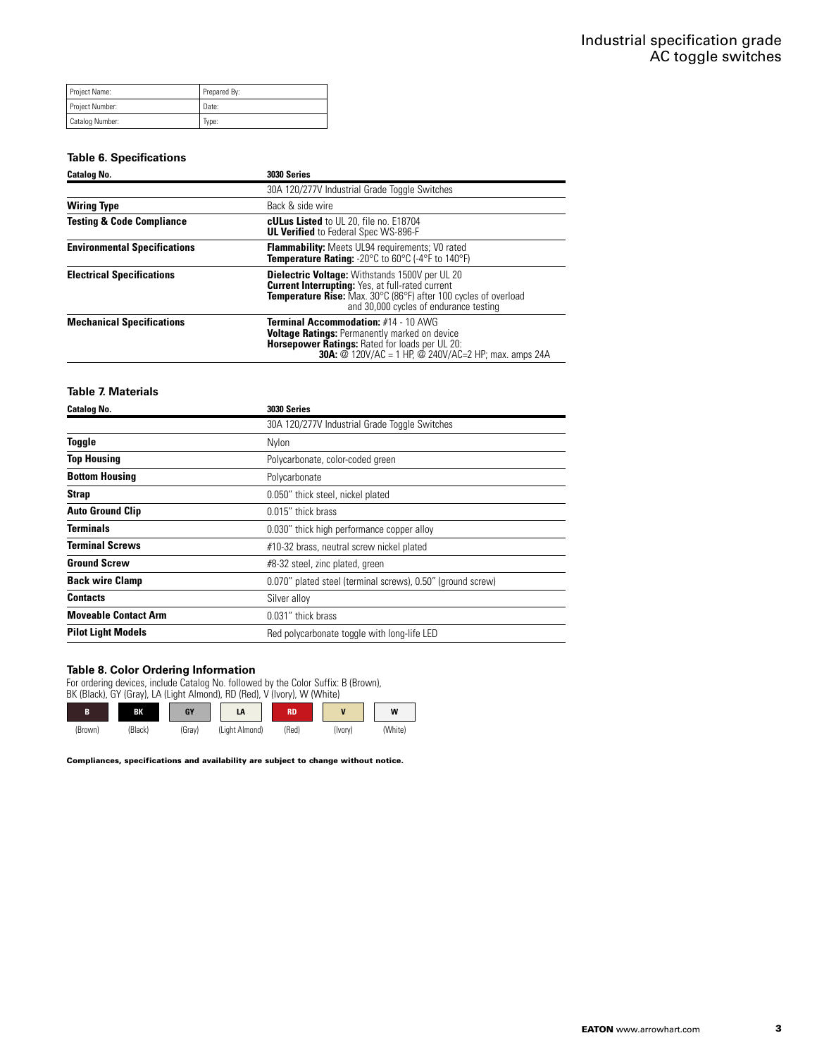# Industrial specification grade AC toggle switches

| Project Name: | Prepared By: |
| --- | --- |
| Project Number: | Date: |
| Catalog Number: | Type: |

### Table 6. Specifications

| Catalog No. | 3030 Series |
| --- | --- |
| | 30A 120/277V Industrial Grade Toggle Switches |
| **Wiring Type** | Back & side wire |
| **Testing & Code Compliance** | **cULus Listed** to UL 20, file no. E18704<br>**UL Verified** to Federal Spec WS-896-F |
| **Environmental Specifications** | **Flammability:** Meets UL94 requirements; V0 rated<br>**Temperature Rating:** -20°C to 60°C (-4°F to 140°F) |
| **Electrical Specifications** | **Dielectric Voltage:** Withstands 1500V per UL 20<br>**Current Interrupting:** Yes, at full-rated current<br>**Temperature Rise:** Max. 30°C (86°F) after 100 cycles of overload and 30,000 cycles of endurance testing |
| **Mechanical Specifications** | **Terminal Accommodation:** #14 - 10 AWG<br>**Voltage Ratings:** Permanently marked on device<br>**Horsepower Ratings:** Rated for loads per UL 20:<br>**30A:** @ 120V/AC = 1 HP, @ 240V/AC=2 HP; max. amps 24A |

### Table 7. Materials

| Catalog No. | 3030 Series |
| --- | --- |
| | 30A 120/277V Industrial Grade Toggle Switches |
| **Toggle** | Nylon |
| **Top Housing** | Polycarbonate, color-coded green |
| **Bottom Housing** | Polycarbonate |
| **Strap** | 0.050" thick steel, nickel plated |
| **Auto Ground Clip** | 0.015" thick brass |
| **Terminals** | 0.030" thick high performance copper alloy |
| **Terminal Screws** | #10-32 brass, neutral screw nickel plated |
| **Ground Screw** | #8-32 steel, zinc plated, green |
| **Back wire Clamp** | 0.070" plated steel (terminal screws), 0.50" (ground screw) |
| **Contacts** | Silver alloy |
| **Moveable Contact Arm** | 0.031" thick brass |
| **Pilot Light Models** | Red polycarbonate toggle with long-life LED |

### Table 8. Color Ordering Information

For ordering devices, include Catalog No. followed by the Color Suffix: B (Brown), BK (Black), GY (Gray), LA (Light Almond), RD (Red), V (Ivory), W (White)

| B | BK | GY | LA | RD | V | W |
| --- | --- | --- | --- | --- | --- | --- |
| (Brown) | (Black) | (Gray) | (Light Almond) | (Red) | (Ivory) | (White) |

**Compliances, specifications and availability are subject to change without notice.**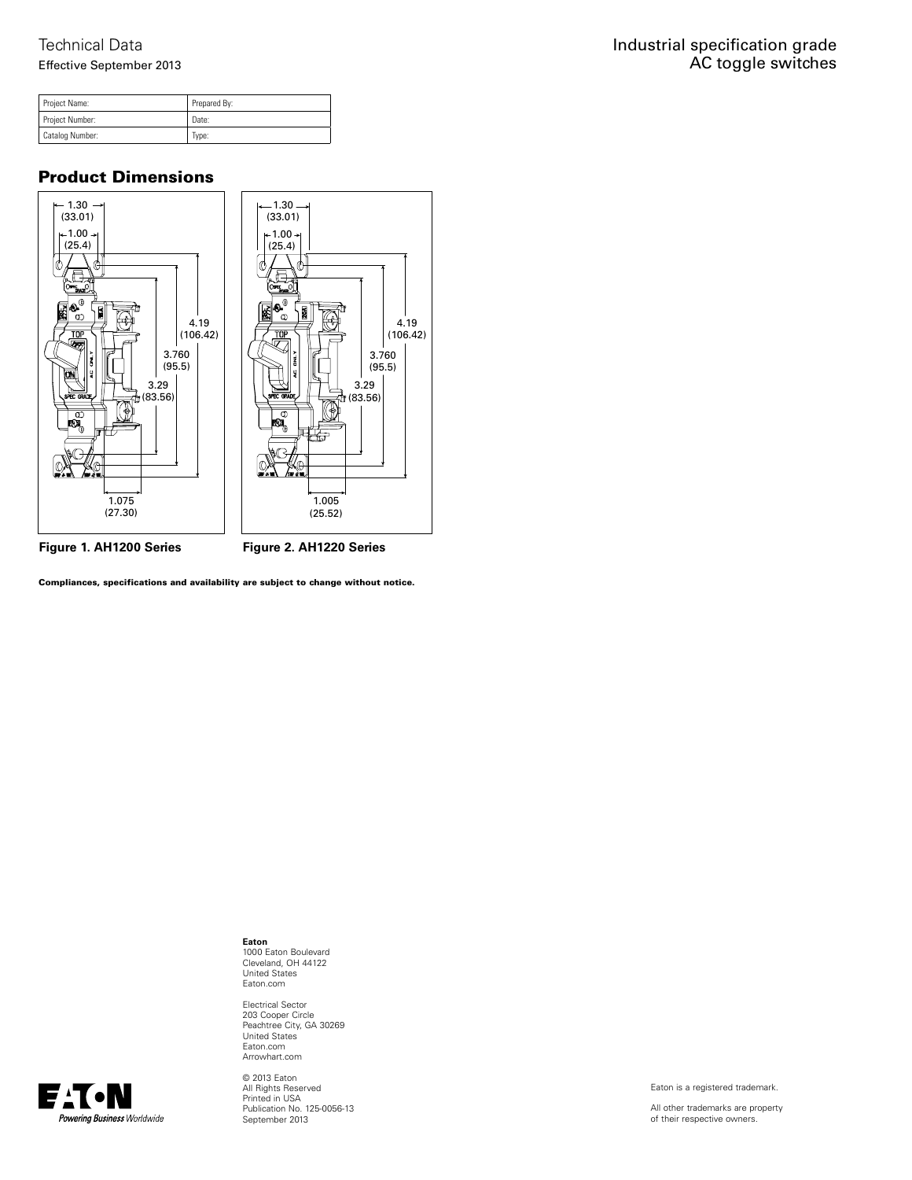| Project Name: | Prepared By: |
| --- | --- |
| Project Number: | Date: |
| Catalog Number: | Type: |

## Product Dimensions

1.30
(33.01)
1.00
(25.4)
4.19
(106.42)
3.760
(95.5)
3.29
(83.56)
1.075
(27.30)

**Figure 1. AH1200 Series**

1.30
(33.01)
1.00
(25.4)
4.19
(106.42)
3.760
(95.5)
3.29
(83.56)
1.005
(25.52)

**Figure 2. AH1220 Series**

**Compliances, specifications and availability are subject to change without notice.**

**Eaton**
1000 Eaton Boulevard
Cleveland, OH 44122
United States
Eaton.com

Electrical Sector
203 Cooper Circle
Peachtree City, GA 30269
United States
Eaton.com
Arrowhart.com

© 2013 Eaton
All Rights Reserved
Printed in USA
Publication No. 125-0056-13
September 2013

Eaton is a registered trademark.

All other trademarks are property of their respective owners.